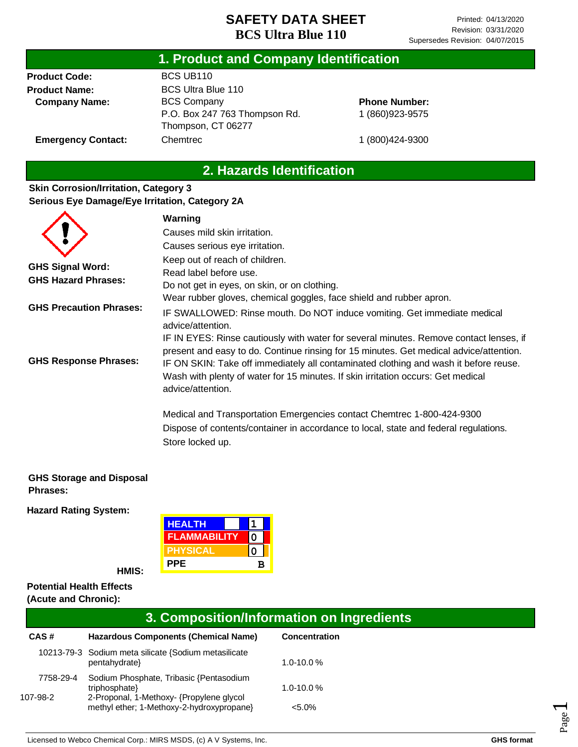# SAFETY DATA SHEET
## BCS Ultra Blue 110

Printed: 04/13/2020
Revision: 03/31/2020
Supersedes Revision: 04/07/2015

## 1. Product and Company Identification

**Product Code:** BCS UB110

**Product Name:** BCS Ultra Blue 110

**Company Name:** BCS Company
P.O. Box 247 763 Thompson Rd.
Thompson, CT 06277

**Phone Number:** 1 (860)923-9575

**Emergency Contact:** Chemtrec 1 (800)424-9300

## 2. Hazards Identification

**Skin Corrosion/Irritation, Category 3**
**Serious Eye Damage/Eye Irritation, Category 2A**

**GHS Signal Word:** Warning

**GHS Hazard Phrases:**
Causes mild skin irritation.
Causes serious eye irritation.

**GHS Precaution Phrases:**
Keep out of reach of children.
Read label before use.
Do not get in eyes, on skin, or on clothing.
Wear rubber gloves, chemical goggles, face shield and rubber apron.

**GHS Response Phrases:**
IF SWALLOWED: Rinse mouth. Do NOT induce vomiting. Get immediate medical advice/attention.
IF IN EYES: Rinse cautiously with water for several minutes. Remove contact lenses, if present and easy to do. Continue rinsing for 15 minutes. Get medical advice/attention.
IF ON SKIN: Take off immediately all contaminated clothing and wash it before reuse. Wash with plenty of water for 15 minutes. If skin irritation occurs: Get medical advice/attention.

Medical and Transportation Emergencies contact Chemtrec 1-800-424-9300

**GHS Storage and Disposal Phrases:**
Dispose of contents/container in accordance to local, state and federal regulations.
Store locked up.

**Hazard Rating System:**

**HMIS:**

| HMIS | |
|---|---|
| HEALTH | 1 |
| FLAMMABILITY | 0 |
| PHYSICAL | 0 |
| PPE | B |

**Potential Health Effects (Acute and Chronic):**

## 3. Composition/Information on Ingredients

| CAS # | Hazardous Components (Chemical Name) | Concentration |
|---|---|---|
| 10213-79-3 | Sodium meta silicate {Sodium metasilicate pentahydrate} | 1.0-10.0 % |
| 7758-29-4 | Sodium Phosphate, Tribasic {Pentasodium triphosphate} | 1.0-10.0 % |
| 107-98-2 | 2-Proponal, 1-Methoxy- {Propylene glycol methyl ether; 1-Methoxy-2-hydroxypropane} | <5.0% |

Licensed to Webco Chemical Corp.: MIRS MSDS, (c) A V Systems, Inc. GHS format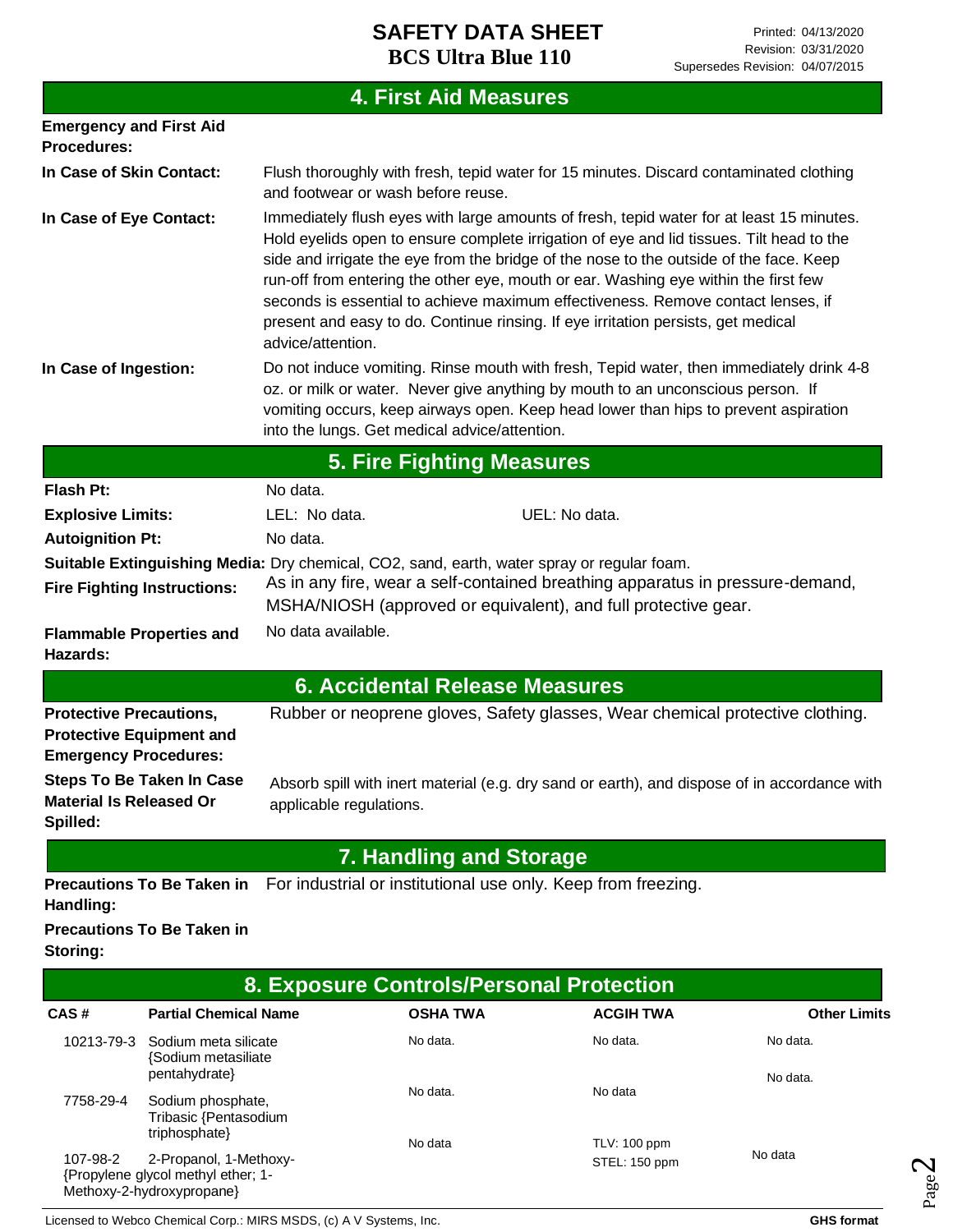## 4. First Aid Measures

**Emergency and First Aid Procedures:**

**In Case of Skin Contact:** Flush thoroughly with fresh, tepid water for 15 minutes. Discard contaminated clothing and footwear or wash before reuse.

**In Case of Eye Contact:** Immediately flush eyes with large amounts of fresh, tepid water for at least 15 minutes. Hold eyelids open to ensure complete irrigation of eye and lid tissues. Tilt head to the side and irrigate the eye from the bridge of the nose to the outside of the face. Keep run-off from entering the other eye, mouth or ear. Washing eye within the first few seconds is essential to achieve maximum effectiveness. Remove contact lenses, if present and easy to do. Continue rinsing. If eye irritation persists, get medical advice/attention.

**In Case of Ingestion:** Do not induce vomiting. Rinse mouth with fresh, Tepid water, then immediately drink 4-8 oz. or milk or water. Never give anything by mouth to an unconscious person. If vomiting occurs, keep airways open. Keep head lower than hips to prevent aspiration into the lungs. Get medical advice/attention.

## 5. Fire Fighting Measures

**Flash Pt:** No data.

**Explosive Limits:** LEL: No data. UEL: No data.

**Autoignition Pt:** No data.

**Suitable Extinguishing Media:** Dry chemical, CO2, sand, earth, water spray or regular foam.

**Fire Fighting Instructions:** As in any fire, wear a self-contained breathing apparatus in pressure-demand, MSHA/NIOSH (approved or equivalent), and full protective gear.

**Flammable Properties and Hazards:** No data available.

## 6. Accidental Release Measures

**Protective Precautions, Protective Equipment and Emergency Procedures:** Rubber or neoprene gloves, Safety glasses, Wear chemical protective clothing.

**Steps To Be Taken In Case Material Is Released Or Spilled:** Absorb spill with inert material (e.g. dry sand or earth), and dispose of in accordance with applicable regulations.

## 7. Handling and Storage

**Precautions To Be Taken in Handling:** For industrial or institutional use only. Keep from freezing.

**Precautions To Be Taken in Storing:**

## 8. Exposure Controls/Personal Protection

| CAS # | Partial Chemical Name | OSHA TWA | ACGIH TWA | Other Limits |
|---|---|---|---|---|
| 10213-79-3 | Sodium meta silicate {Sodium metasiliate pentahydrate} | No data. | No data. | No data. |
| 7758-29-4 | Sodium phosphate, Tribasic {Pentasodium triphosphate} | No data. | No data | No data. |
| 107-98-2 | 2-Propanol, 1-Methoxy- {Propylene glycol methyl ether; 1-Methoxy-2-hydroxypropane} | No data | TLV: 100 ppm<br>STEL: 150 ppm | No data |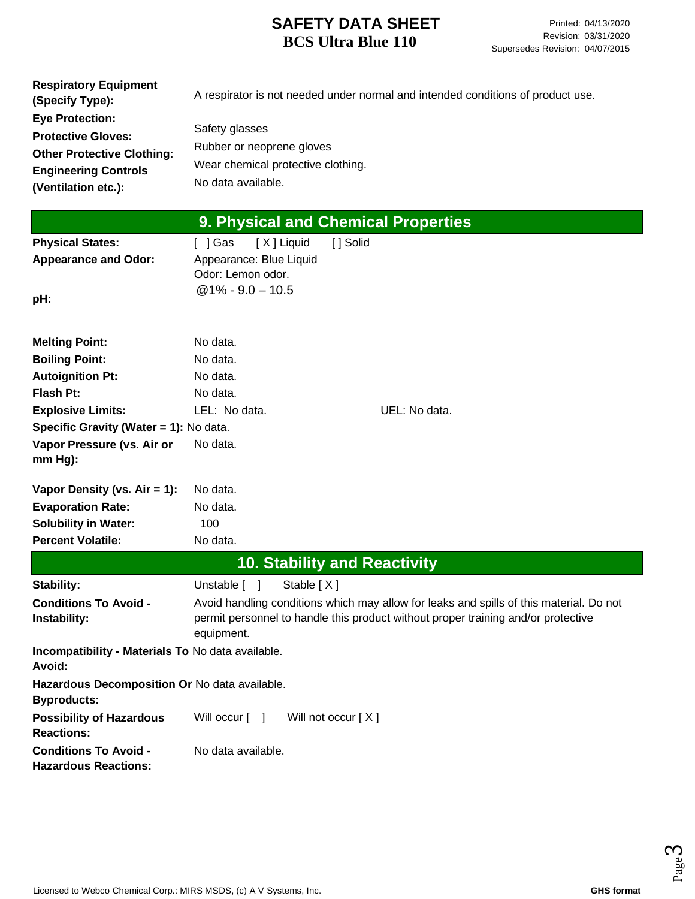| | |
|---|---|
| **Respiratory Equipment (Specify Type):** | A respirator is not needed under normal and intended conditions of product use. |
| **Eye Protection:** | Safety glasses |
| **Protective Gloves:** | Rubber or neoprene gloves |
| **Other Protective Clothing:** | Wear chemical protective clothing. |
| **Engineering Controls (Ventilation etc.):** | No data available. |

## 9. Physical and Chemical Properties

| | | |
|---|---|---|
| **Physical States:** | [ ] Gas [ X ] Liquid [ ] Solid | |
| **Appearance and Odor:** | Appearance: Blue Liquid<br>Odor: Lemon odor. | |
| **pH:** | @1% - 9.0 – 10.5 | |
| **Melting Point:** | No data. | |
| **Boiling Point:** | No data. | |
| **Autoignition Pt:** | No data. | |
| **Flash Pt:** | No data. | |
| **Explosive Limits:** | LEL: No data. | UEL: No data. |
| **Specific Gravity (Water = 1):** | No data. | |
| **Vapor Pressure (vs. Air or mm Hg):** | No data. | |
| **Vapor Density (vs. Air = 1):** | No data. | |
| **Evaporation Rate:** | No data. | |
| **Solubility in Water:** | 100 | |
| **Percent Volatile:** | No data. | |

## 10. Stability and Reactivity

| | |
|---|---|
| **Stability:** | Unstable [ ] Stable [ X ] |
| **Conditions To Avoid - Instability:** | Avoid handling conditions which may allow for leaks and spills of this material. Do not permit personnel to handle this product without proper training and/or protective equipment. |
| **Incompatibility - Materials To Avoid:** | No data available. |
| **Hazardous Decomposition Or Byproducts:** | No data available. |
| **Possibility of Hazardous Reactions:** | Will occur [ ] Will not occur [ X ] |
| **Conditions To Avoid - Hazardous Reactions:** | No data available. |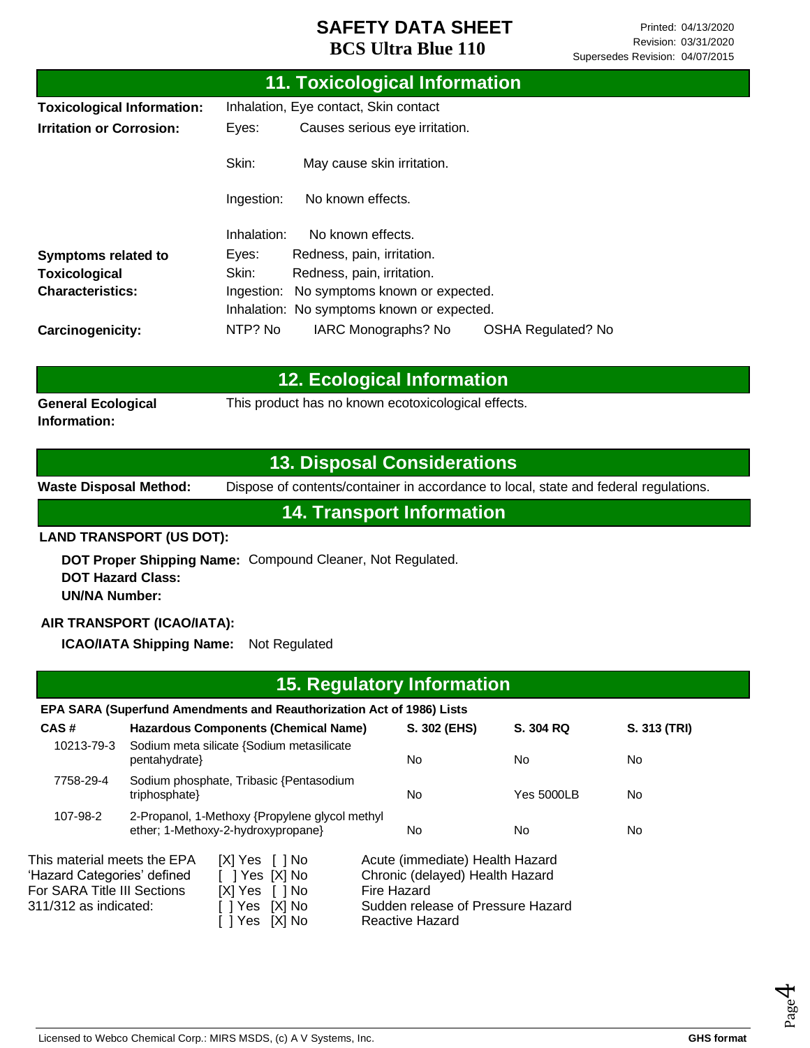## 11. Toxicological Information

**Toxicological Information:** Inhalation, Eye contact, Skin contact

**Irritation or Corrosion:**

- Eyes: Causes serious eye irritation.
- Skin: May cause skin irritation.
- Ingestion: No known effects.
- Inhalation: No known effects.

**Symptoms related to Toxicological Characteristics:**

- Eyes: Redness, pain, irritation.
- Skin: Redness, pain, irritation.
- Ingestion: No symptoms known or expected.
- Inhalation: No symptoms known or expected.

**Carcinogenicity:** NTP? No IARC Monographs? No OSHA Regulated? No

## 12. Ecological Information

**General Ecological Information:** This product has no known ecotoxicological effects.

## 13. Disposal Considerations

**Waste Disposal Method:** Dispose of contents/container in accordance to local, state and federal regulations.

## 14. Transport Information

**LAND TRANSPORT (US DOT):**

**DOT Proper Shipping Name:** Compound Cleaner, Not Regulated.
**DOT Hazard Class:**
**UN/NA Number:**

**AIR TRANSPORT (ICAO/IATA):**

**ICAO/IATA Shipping Name:** Not Regulated

## 15. Regulatory Information

**EPA SARA (Superfund Amendments and Reauthorization Act of 1986) Lists**

| CAS # | Hazardous Components (Chemical Name) | S. 302 (EHS) | S. 304 RQ | S. 313 (TRI) |
|---|---|---|---|---|
| 10213-79-3 | Sodium meta silicate {Sodium metasilicate pentahydrate} | No | No | No |
| 7758-29-4 | Sodium phosphate, Tribasic {Pentasodium triphosphate} | No | Yes 5000LB | No |
| 107-98-2 | 2-Propanol, 1-Methoxy {Propylene glycol methyl ether; 1-Methoxy-2-hydroxypropane} | No | No | No |

This material meets the EPA 'Hazard Categories' defined For SARA Title III Sections 311/312 as indicated:

| | |
|---|---|
| [X] Yes [ ] No | Acute (immediate) Health Hazard |
| [ ] Yes [X] No | Chronic (delayed) Health Hazard |
| [X] Yes [ ] No | Fire Hazard |
| [ ] Yes [X] No | Sudden release of Pressure Hazard |
| [ ] Yes [X] No | Reactive Hazard |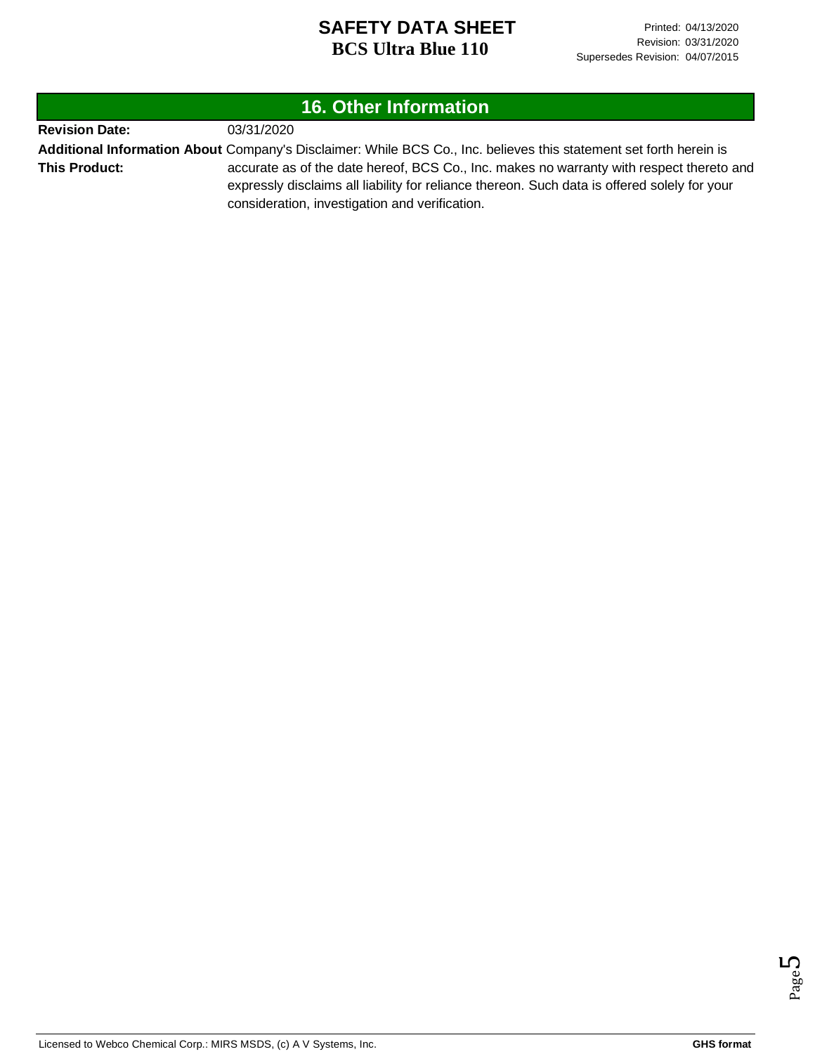## 16. Other Information

**Revision Date:** 03/31/2020

**Additional Information About This Product:** Company's Disclaimer: While BCS Co., Inc. believes this statement set forth herein is accurate as of the date hereof, BCS Co., Inc. makes no warranty with respect thereto and expressly disclaims all liability for reliance thereon. Such data is offered solely for your consideration, investigation and verification.